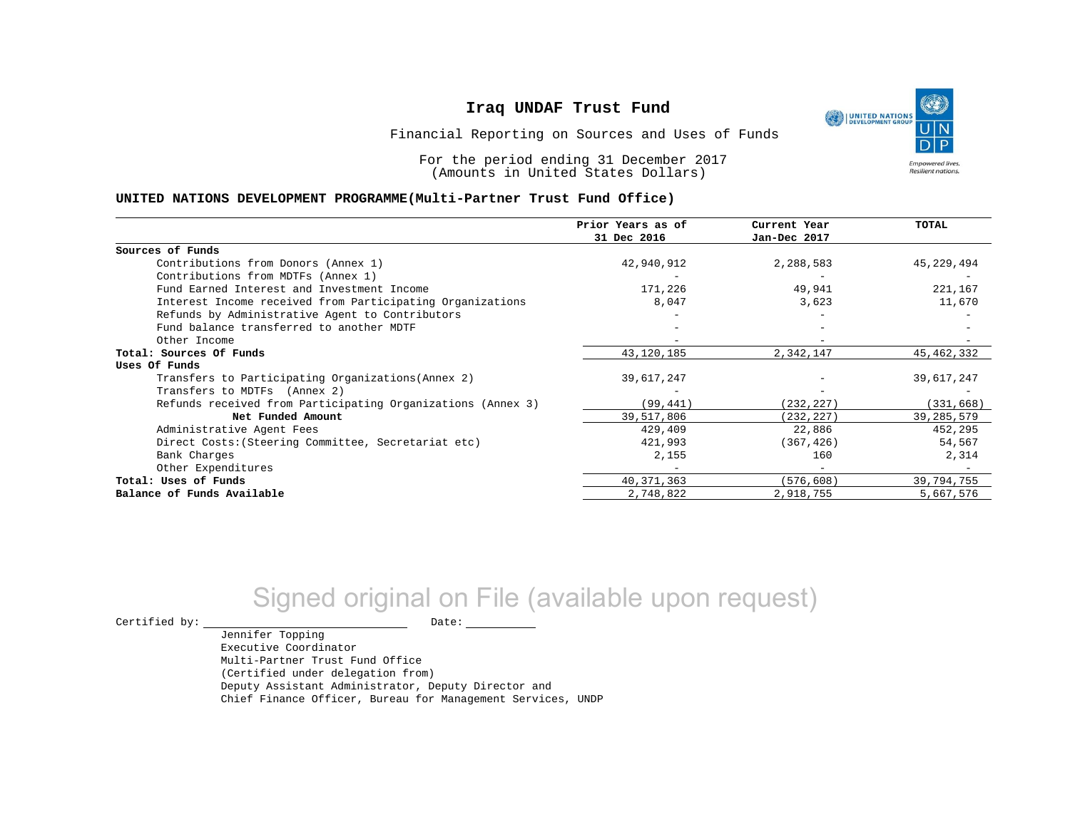# Iraq UNDAF Trust Fund

Financial Reporting on Sources and Uses of Funds

For the period ending 31 December 2017
(Amounts in United States Dollars)

**UNITED NATIONS DEVELOPMENT PROGRAMME(Multi-Partner Trust Fund Office)**

| | Prior Years as of 31 Dec 2016 | Current Year Jan-Dec 2017 | TOTAL |
|---|---|---|---|
| **Sources of Funds** | | | |
| Contributions from Donors (Annex 1) | 42,940,912 | 2,288,583 | 45,229,494 |
| Contributions from MDTFs (Annex 1) | - | - | - |
| Fund Earned Interest and Investment Income | 171,226 | 49,941 | 221,167 |
| Interest Income received from Participating Organizations | 8,047 | 3,623 | 11,670 |
| Refunds by Administrative Agent to Contributors | - | - | - |
| Fund balance transferred to another MDTF | - | - | - |
| Other Income | - | - | - |
| **Total: Sources Of Funds** | 43,120,185 | 2,342,147 | 45,462,332 |
| **Uses Of Funds** | | | |
| Transfers to Participating Organizations(Annex 2) | 39,617,247 | - | 39,617,247 |
| Transfers to MDTFs (Annex 2) | - | - | - |
| Refunds received from Participating Organizations (Annex 3) | (99,441) | (232,227) | (331,668) |
| **Net Funded Amount** | 39,517,806 | (232,227) | 39,285,579 |
| Administrative Agent Fees | 429,409 | 22,886 | 452,295 |
| Direct Costs:(Steering Committee, Secretariat etc) | 421,993 | (367,426) | 54,567 |
| Bank Charges | 2,155 | 160 | 2,314 |
| Other Expenditures | - | - | - |
| **Total: Uses of Funds** | 40,371,363 | (576,608) | 39,794,755 |
| **Balance of Funds Available** | 2,748,822 | 2,918,755 | 5,667,576 |

Signed original on File (available upon request)

Certified by: \_\_\_\_\_\_\_\_\_\_\_\_\_\_\_\_\_\_\_\_ Date: \_\_\_\_\_\_\_\_\_\_

Jennifer Topping
Executive Coordinator
Multi-Partner Trust Fund Office
(Certified under delegation from)
Deputy Assistant Administrator, Deputy Director and
Chief Finance Officer, Bureau for Management Services, UNDP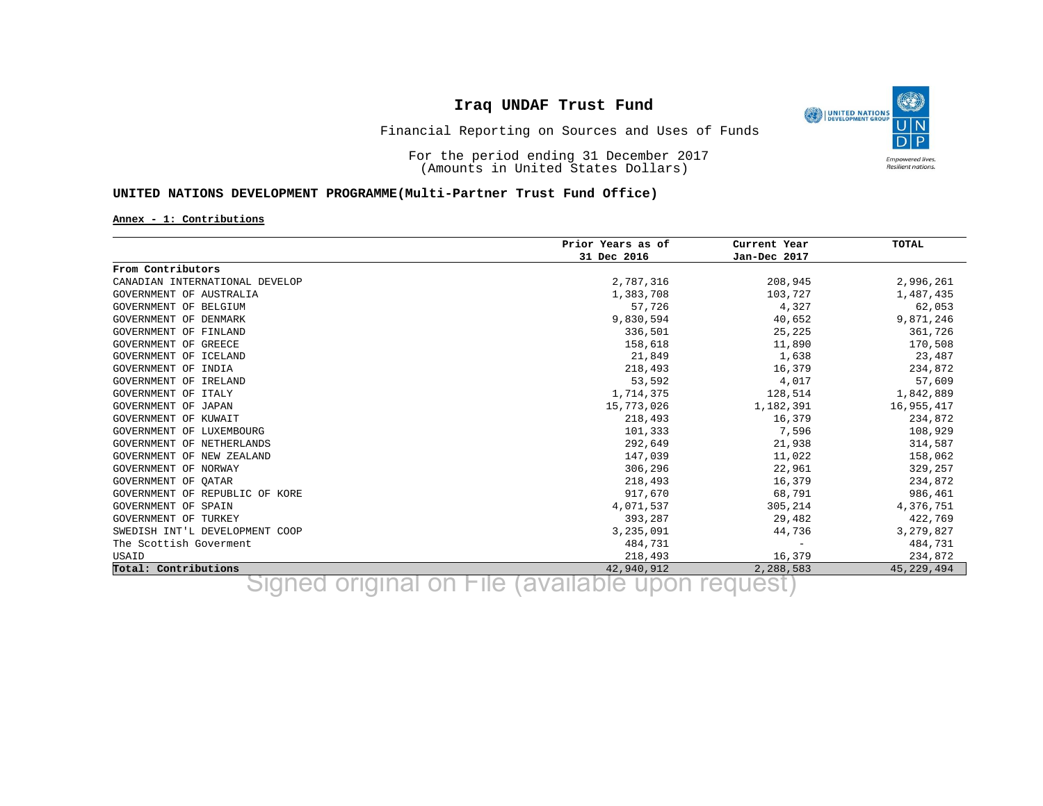# Iraq UNDAF Trust Fund

Financial Reporting on Sources and Uses of Funds

For the period ending 31 December 2017
(Amounts in United States Dollars)

**UNITED NATIONS DEVELOPMENT PROGRAMME(Multi-Partner Trust Fund Office)**

**Annex - 1: Contributions**

| | Prior Years as of 31 Dec 2016 | Current Year Jan-Dec 2017 | TOTAL |
|---|---|---|---|
| **From Contributors** | | | |
| CANADIAN INTERNATIONAL DEVELOP | 2,787,316 | 208,945 | 2,996,261 |
| GOVERNMENT OF AUSTRALIA | 1,383,708 | 103,727 | 1,487,435 |
| GOVERNMENT OF BELGIUM | 57,726 | 4,327 | 62,053 |
| GOVERNMENT OF DENMARK | 9,830,594 | 40,652 | 9,871,246 |
| GOVERNMENT OF FINLAND | 336,501 | 25,225 | 361,726 |
| GOVERNMENT OF GREECE | 158,618 | 11,890 | 170,508 |
| GOVERNMENT OF ICELAND | 21,849 | 1,638 | 23,487 |
| GOVERNMENT OF INDIA | 218,493 | 16,379 | 234,872 |
| GOVERNMENT OF IRELAND | 53,592 | 4,017 | 57,609 |
| GOVERNMENT OF ITALY | 1,714,375 | 128,514 | 1,842,889 |
| GOVERNMENT OF JAPAN | 15,773,026 | 1,182,391 | 16,955,417 |
| GOVERNMENT OF KUWAIT | 218,493 | 16,379 | 234,872 |
| GOVERNMENT OF LUXEMBOURG | 101,333 | 7,596 | 108,929 |
| GOVERNMENT OF NETHERLANDS | 292,649 | 21,938 | 314,587 |
| GOVERNMENT OF NEW ZEALAND | 147,039 | 11,022 | 158,062 |
| GOVERNMENT OF NORWAY | 306,296 | 22,961 | 329,257 |
| GOVERNMENT OF QATAR | 218,493 | 16,379 | 234,872 |
| GOVERNMENT OF REPUBLIC OF KORE | 917,670 | 68,791 | 986,461 |
| GOVERNMENT OF SPAIN | 4,071,537 | 305,214 | 4,376,751 |
| GOVERNMENT OF TURKEY | 393,287 | 29,482 | 422,769 |
| SWEDISH INT'L DEVELOPMENT COOP | 3,235,091 | 44,736 | 3,279,827 |
| The Scottish Goverment | 484,731 | - | 484,731 |
| USAID | 218,493 | 16,379 | 234,872 |
| **Total: Contributions** | 42,940,912 | 2,288,583 | 45,229,494 |

Signed original on File (available upon request)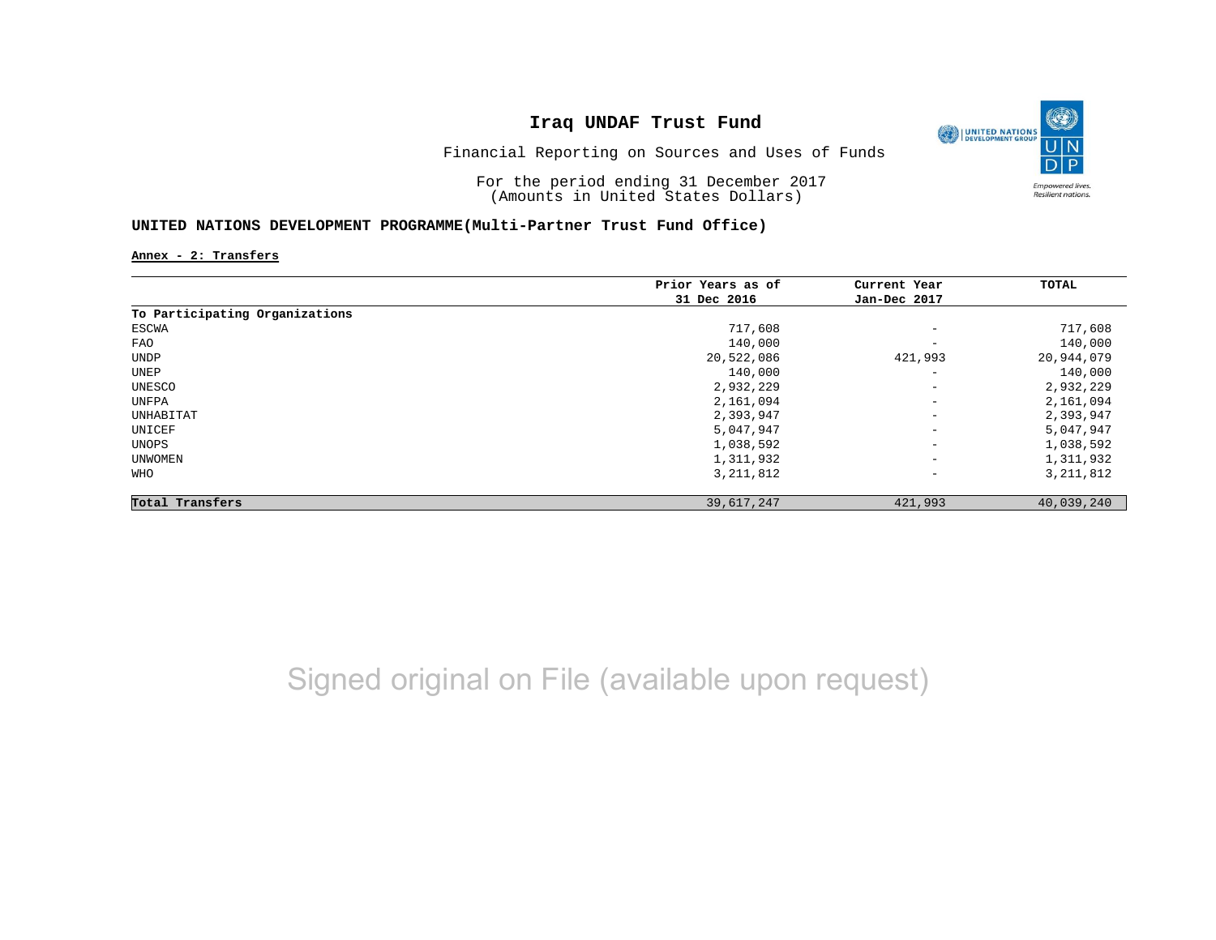# Iraq UNDAF Trust Fund

Financial Reporting on Sources and Uses of Funds

For the period ending 31 December 2017
(Amounts in United States Dollars)

**UNITED NATIONS DEVELOPMENT PROGRAMME(Multi-Partner Trust Fund Office)**

**Annex - 2: Transfers**

| | Prior Years as of 31 Dec 2016 | Current Year Jan-Dec 2017 | TOTAL |
|---|---|---|---|
| **To Participating Organizations** | | | |
| ESCWA | 717,608 | - | 717,608 |
| FAO | 140,000 | - | 140,000 |
| UNDP | 20,522,086 | 421,993 | 20,944,079 |
| UNEP | 140,000 | - | 140,000 |
| UNESCO | 2,932,229 | - | 2,932,229 |
| UNFPA | 2,161,094 | - | 2,161,094 |
| UNHABITAT | 2,393,947 | - | 2,393,947 |
| UNICEF | 5,047,947 | - | 5,047,947 |
| UNOPS | 1,038,592 | - | 1,038,592 |
| UNWOMEN | 1,311,932 | - | 1,311,932 |
| WHO | 3,211,812 | - | 3,211,812 |
| **Total Transfers** | 39,617,247 | 421,993 | 40,039,240 |

Signed original on File (available upon request)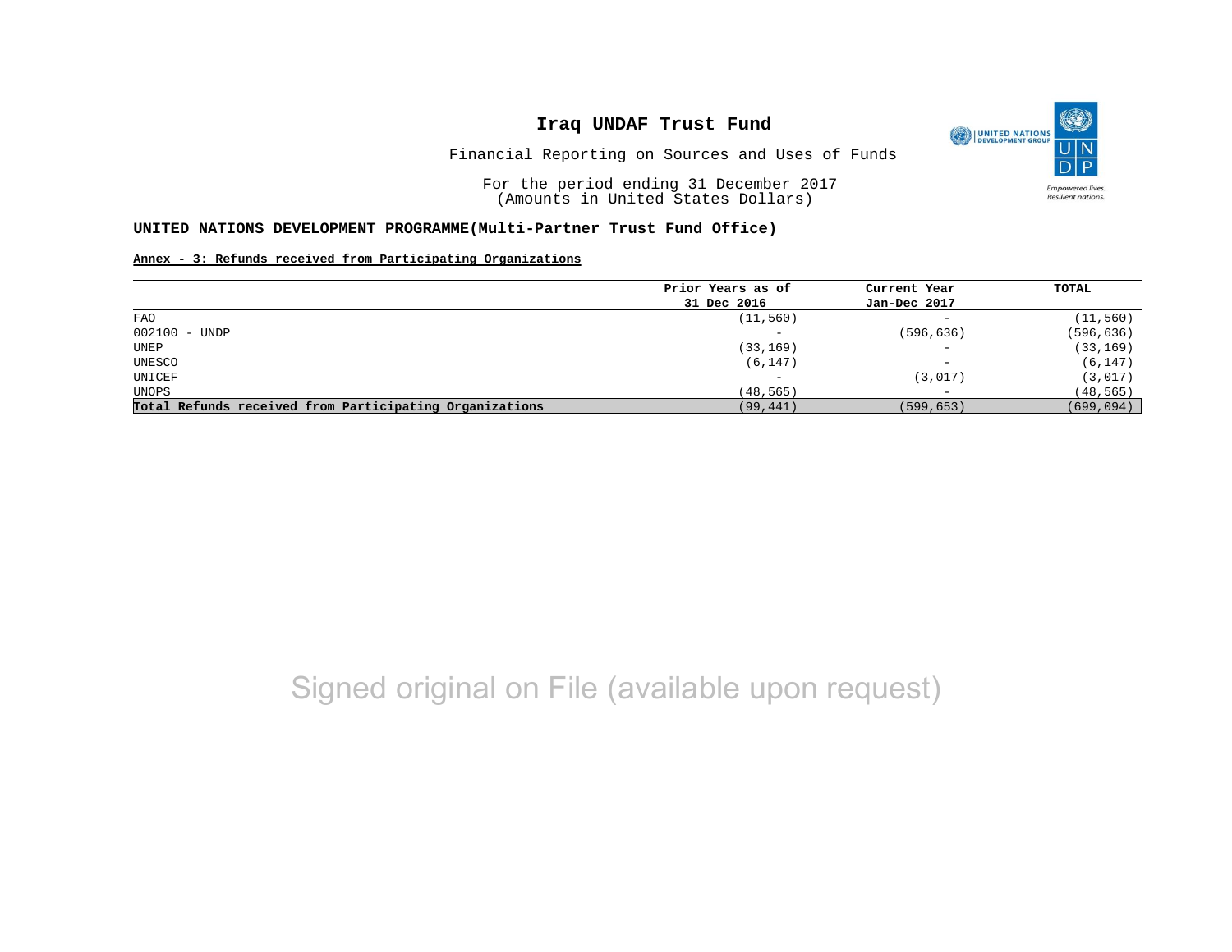# Iraq UNDAF Trust Fund

Financial Reporting on Sources and Uses of Funds

For the period ending 31 December 2017
(Amounts in United States Dollars)

**UNITED NATIONS DEVELOPMENT PROGRAMME(Multi-Partner Trust Fund Office)**

**Annex - 3: Refunds received from Participating Organizations**

| | Prior Years as of 31 Dec 2016 | Current Year Jan-Dec 2017 | TOTAL |
|---|---|---|---|
| FAO | (11,560) | - | (11,560) |
| 002100 - UNDP | - | (596,636) | (596,636) |
| UNEP | (33,169) | - | (33,169) |
| UNESCO | (6,147) | - | (6,147) |
| UNICEF | - | (3,017) | (3,017) |
| UNOPS | (48,565) | - | (48,565) |
| **Total Refunds received from Participating Organizations** | (99,441) | (599,653) | (699,094) |

Signed original on File (available upon request)